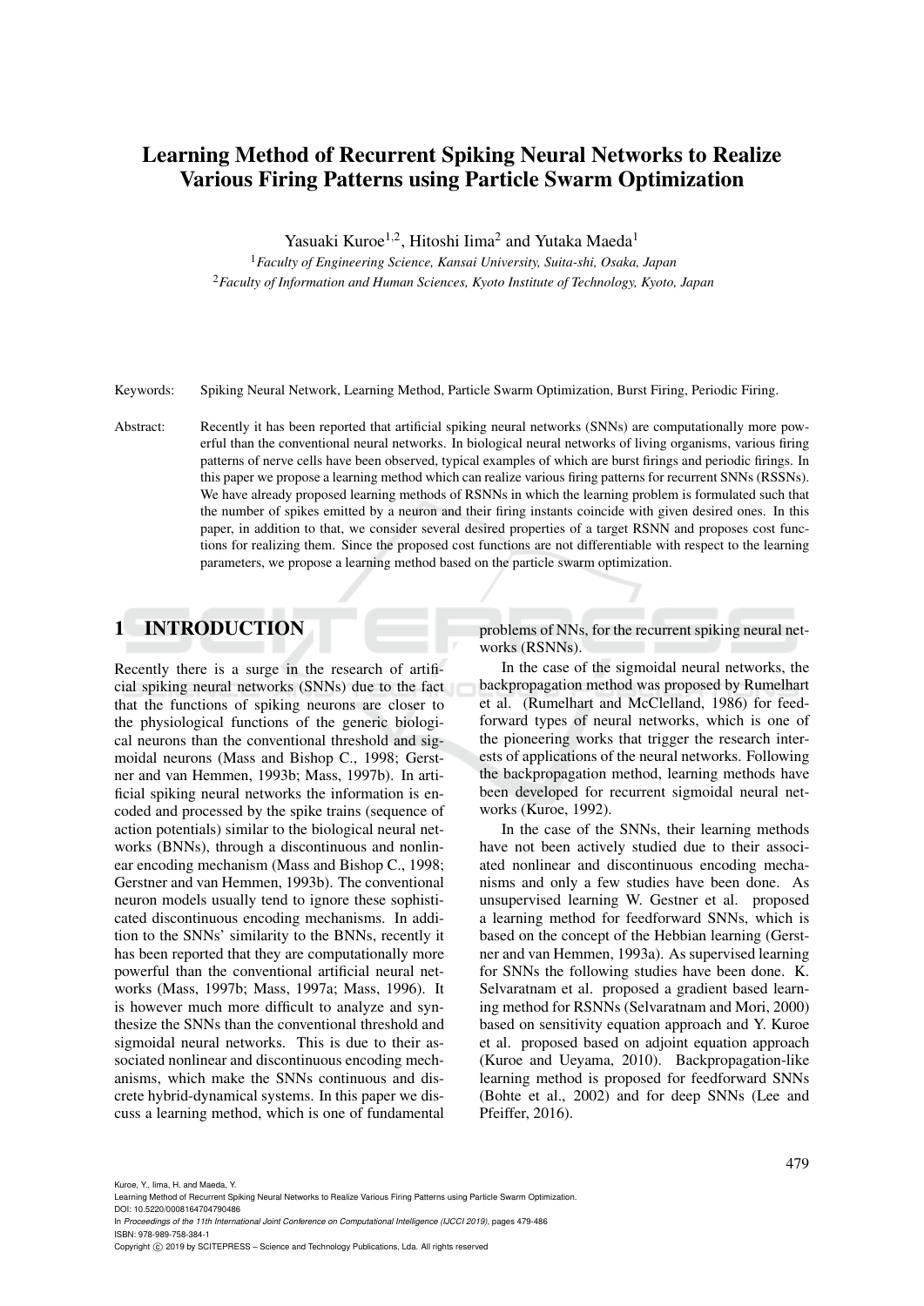# Learning Method of Recurrent Spiking Neural Networks to Realize Various Firing Patterns using Particle Swarm Optimization

Yasuaki Kuroe[1,2], Hitoshi Iima[2] and Yutaka Maeda[1]

[1]*Faculty of Engineering Science, Kansai University, Suita-shi, Osaka, Japan*
[2]*Faculty of Information and Human Sciences, Kyoto Institute of Technology, Kyoto, Japan*

Keywords: Spiking Neural Network, Learning Method, Particle Swarm Optimization, Burst Firing, Periodic Firing.

Abstract: Recently it has been reported that artificial spiking neural networks (SNNs) are computationally more powerful than the conventional neural networks. In biological neural networks of living organisms, various firing patterns of nerve cells have been observed, typical examples of which are burst firings and periodic firings. In this paper we propose a learning method which can realize various firing patterns for recurrent SNNs (RSSNs). We have already proposed learning methods of RSNNs in which the learning problem is formulated such that the number of spikes emitted by a neuron and their firing instants coincide with given desired ones. In this paper, in addition to that, we consider several desired properties of a target RSNN and proposes cost functions for realizing them. Since the proposed cost functions are not differentiable with respect to the learning parameters, we propose a learning method based on the particle swarm optimization.

## 1 INTRODUCTION

Recently there is a surge in the research of artificial spiking neural networks (SNNs) due to the fact that the functions of spiking neurons are closer to the physiological functions of the generic biological neurons than the conventional threshold and sigmoidal neurons (Mass and Bishop C., 1998; Gerstner and van Hemmen, 1993b; Mass, 1997b). In artificial spiking neural networks the information is encoded and processed by the spike trains (sequence of action potentials) similar to the biological neural networks (BNNs), through a discontinuous and nonlinear encoding mechanism (Mass and Bishop C., 1998; Gerstner and van Hemmen, 1993b). The conventional neuron models usually tend to ignore these sophisticated discontinuous encoding mechanisms. In addition to the SNNs' similarity to the BNNs, recently it has been reported that they are computationally more powerful than the conventional artificial neural networks (Mass, 1997b; Mass, 1997a; Mass, 1996). It is however much more difficult to analyze and synthesize the SNNs than the conventional threshold and sigmoidal neural networks. This is due to their associated nonlinear and discontinuous encoding mechanisms, which make the SNNs continuous and discrete hybrid-dynamical systems. In this paper we discuss a learning method, which is one of fundamental problems of NNs, for the recurrent spiking neural networks (RSNNs).

In the case of the sigmoidal neural networks, the backpropagation method was proposed by Rumelhart et al. (Rumelhart and McClelland, 1986) for feedforward types of neural networks, which is one of the pioneering works that trigger the research interests of applications of the neural networks. Following the backpropagation method, learning methods have been developed for recurrent sigmoidal neural networks (Kuroe, 1992).

In the case of the SNNs, their learning methods have not been actively studied due to their associated nonlinear and discontinuous encoding mechanisms and only a few studies have been done. As unsupervised learning W. Gestner et al. proposed a learning method for feedforward SNNs, which is based on the concept of the Hebbian learning (Gerstner and van Hemmen, 1993a). As supervised learning for SNNs the following studies have been done. K. Selvaratnam et al. proposed a gradient based learning method for RSNNs (Selvaratnam and Mori, 2000) based on sensitivity equation approach and Y. Kuroe et al. proposed based on adjoint equation approach (Kuroe and Ueyama, 2010). Backpropagation-like learning method is proposed for feedforward SNNs (Bohte et al., 2002) and for deep SNNs (Lee and Pfeiffer, 2016).

Kuroe, Y., Iima, H. and Maeda, Y.
Learning Method of Recurrent Spiking Neural Networks to Realize Various Firing Patterns using Particle Swarm Optimization.
DOI: 10.5220/0008164704790486
In *Proceedings of the 11th International Joint Conference on Computational Intelligence (IJCCI 2019)*, pages 479-486
ISBN: 978-989-758-384-1
Copyright © 2019 by SCITEPRESS – Science and Technology Publications, Lda. All rights reserved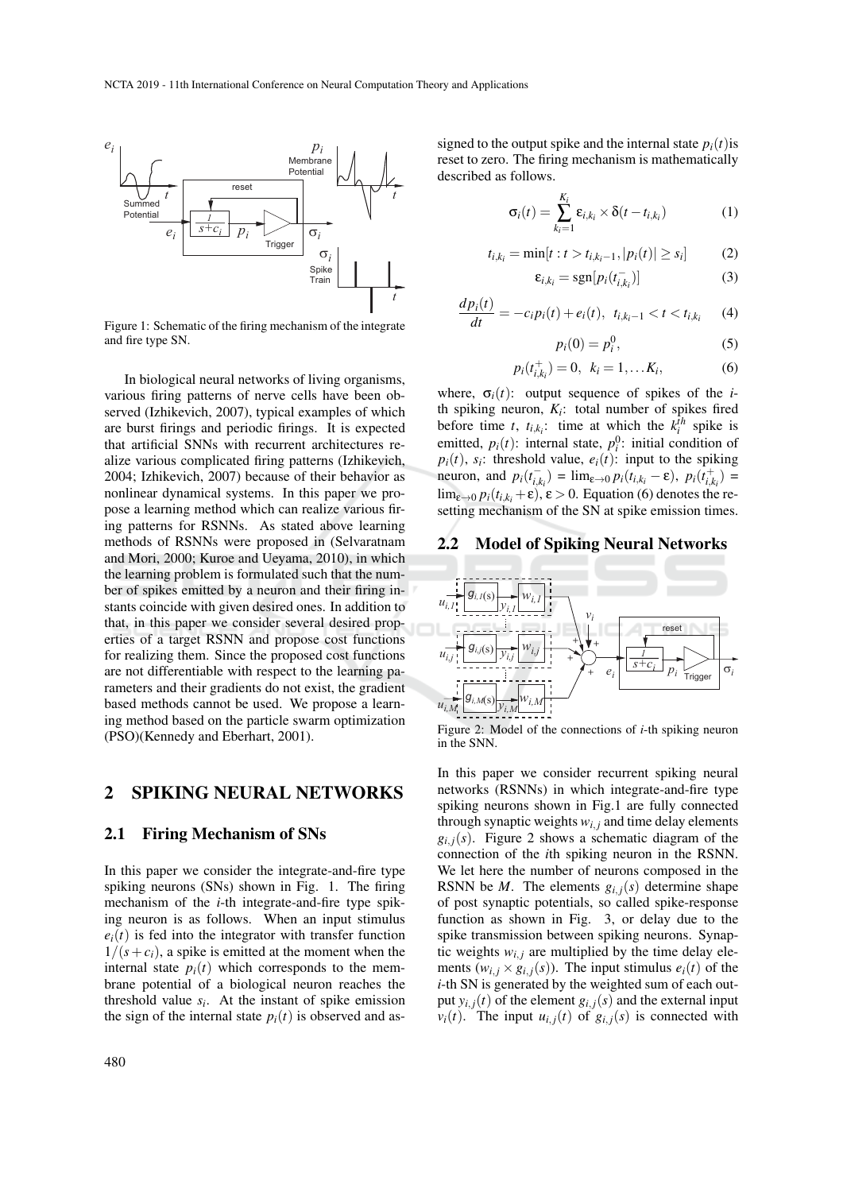Figure 1: Schematic of the firing mechanism of the integrate and fire type SN.

In biological neural networks of living organisms, various firing patterns of nerve cells have been observed (Izhikevich, 2007), typical examples of which are burst firings and periodic firings. It is expected that artificial SNNs with recurrent architectures realize various complicated firing patterns (Izhikevich, 2004; Izhikevich, 2007) because of their behavior as nonlinear dynamical systems. In this paper we propose a learning method which can realize various firing patterns for RSNNs. As stated above learning methods of RSNNs were proposed in (Selvaratnam and Mori, 2000; Kuroe and Ueyama, 2010), in which the learning problem is formulated such that the number of spikes emitted by a neuron and their firing instants coincide with given desired ones. In addition to that, in this paper we consider several desired properties of a target RSNN and propose cost functions for realizing them. Since the proposed cost functions are not differentiable with respect to the learning parameters and their gradients do not exist, the gradient based methods cannot be used. We propose a learning method based on the particle swarm optimization (PSO)(Kennedy and Eberhart, 2001).

## 2 SPIKING NEURAL NETWORKS

### 2.1 Firing Mechanism of SNs

In this paper we consider the integrate-and-fire type spiking neurons (SNs) shown in Fig. 1. The firing mechanism of the $i$-th integrate-and-fire type spiking neuron is as follows. When an input stimulus $e_i(t)$ is fed into the integrator with transfer function $1/(s+c_i)$, a spike is emitted at the moment when the internal state $p_i(t)$ which corresponds to the membrane potential of a biological neuron reaches the threshold value $s_i$. At the instant of spike emission the sign of the internal state $p_i(t)$ is observed and assigned to the output spike and the internal state $p_i(t)$is reset to zero. The firing mechanism is mathematically described as follows.

$$\sigma_i(t) = \sum_{k_i=1}^{K_i} \varepsilon_{i,k_i} \times \delta(t - t_{i,k_i}) \tag{1}$$

$$t_{i,k_i} = \min[t : t > t_{i,k_i-1}, |p_i(t)| \geq s_i] \tag{2}$$

$$\varepsilon_{i,k_i} = \mathrm{sgn}[p_i(t_{i,k_i}^-)] \tag{3}$$

$$\frac{dp_i(t)}{dt} = -c_i p_i(t) + e_i(t), \;\; t_{i,k_i-1} < t < t_{i,k_i} \tag{4}$$

$$p_i(0) = p_i^0, \tag{5}$$

$$p_i(t_{i,k_i}^+) = 0, \;\; k_i = 1, \ldots K_i, \tag{6}$$

where, $\sigma_i(t)$: output sequence of spikes of the $i$-th spiking neuron, $K_i$: total number of spikes fired before time $t$, $t_{i,k_i}$: time at which the $k_i^{th}$ spike is emitted, $p_i(t)$: internal state, $p_i^0$: initial condition of $p_i(t)$, $s_i$: threshold value, $e_i(t)$: input to the spiking neuron, and $p_i(t_{i,k_i}^-) = \lim_{\varepsilon \to 0} p_i(t_{i,k_i} - \varepsilon)$, $p_i(t_{i,k_i}^+) = \lim_{\varepsilon \to 0} p_i(t_{i,k_i} + \varepsilon)$, $\varepsilon > 0$. Equation (6) denotes the resetting mechanism of the SN at spike emission times.

### 2.2 Model of Spiking Neural Networks

Figure 2: Model of the connections of $i$-th spiking neuron in the SNN.

In this paper we consider recurrent spiking neural networks (RSNNs) in which integrate-and-fire type spiking neurons shown in Fig.1 are fully connected through synaptic weights $w_{i,j}$ and time delay elements $g_{i,j}(s)$. Figure 2 shows a schematic diagram of the connection of the $i$th spiking neuron in the RSNN. We let here the number of neurons composed in the RSNN be $M$. The elements $g_{i,j}(s)$ determine shape of post synaptic potentials, so called spike-response function as shown in Fig. 3, or delay due to the spike transmission between spiking neurons. Synaptic weights $w_{i,j}$ are multiplied by the time delay elements ($w_{i,j} \times g_{i,j}(s)$). The input stimulus $e_i(t)$ of the $i$-th SN is generated by the weighted sum of each output $y_{i,j}(t)$ of the element $g_{i,j}(s)$ and the external input $v_i(t)$. The input $u_{i,j}(t)$ of $g_{i,j}(s)$ is connected with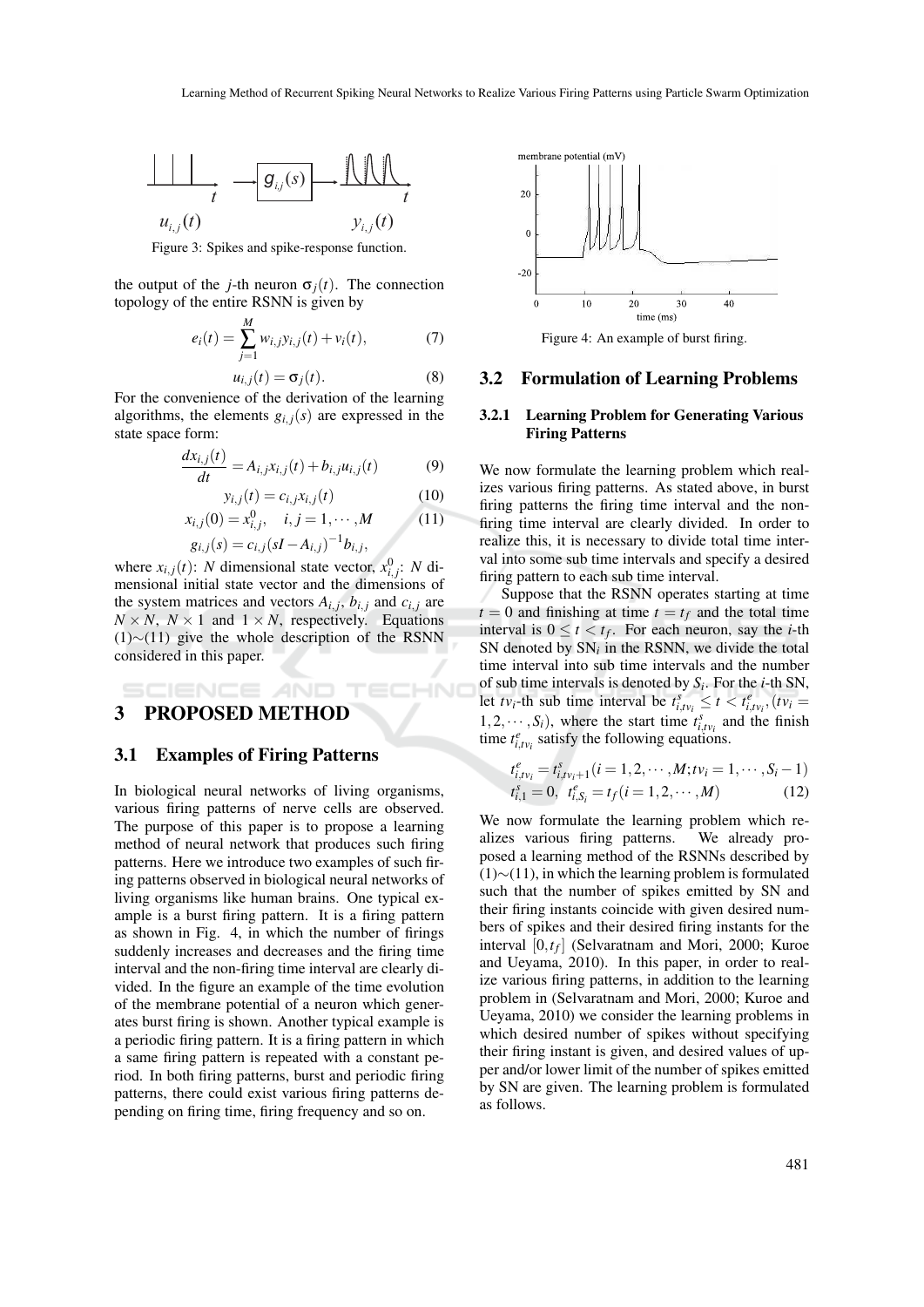Figure 3: Spikes and spike-response function.

the output of the $j$-th neuron $\sigma_j(t)$. The connection topology of the entire RSNN is given by

$$e_i(t) = \sum_{j=1}^{M} w_{i,j} y_{i,j}(t) + v_i(t), \tag{7}$$

$$u_{i,j}(t) = \sigma_j(t). \tag{8}$$

For the convenience of the derivation of the learning algorithms, the elements $g_{i,j}(s)$ are expressed in the state space form:

$$\frac{dx_{i,j}(t)}{dt} = A_{i,j} x_{i,j}(t) + b_{i,j} u_{i,j}(t) \tag{9}$$

$$y_{i,j}(t) = c_{i,j} x_{i,j}(t) \tag{10}$$

$$x_{i,j}(0) = x_{i,j}^0, \quad i, j = 1, \cdots, M \tag{11}$$

$$g_{i,j}(s) = c_{i,j}(sI - A_{i,j})^{-1} b_{i,j},$$

where $x_{i,j}(t)$: $N$ dimensional state vector, $x_{i,j}^0$: $N$ dimensional initial state vector and the dimensions of the system matrices and vectors $A_{i,j}$, $b_{i,j}$ and $c_{i,j}$ are $N \times N$, $N \times 1$ and $1 \times N$, respectively. Equations (1)$\sim$(11) give the whole description of the RSNN considered in this paper.

# 3 PROPOSED METHOD

## 3.1 Examples of Firing Patterns

In biological neural networks of living organisms, various firing patterns of nerve cells are observed. The purpose of this paper is to propose a learning method of neural network that produces such firing patterns. Here we introduce two examples of such firing patterns observed in biological neural networks of living organisms like human brains. One typical example is a burst firing pattern. It is a firing pattern as shown in Fig. 4, in which the number of firings suddenly increases and decreases and the firing time interval and the non-firing time interval are clearly divided. In the figure an example of the time evolution of the membrane potential of a neuron which generates burst firing is shown. Another typical example is a periodic firing pattern. It is a firing pattern in which a same firing pattern is repeated with a constant period. In both firing patterns, burst and periodic firing patterns, there could exist various firing patterns depending on firing time, firing frequency and so on.

Figure 4: An example of burst firing.

## 3.2 Formulation of Learning Problems

### 3.2.1 Learning Problem for Generating Various Firing Patterns

We now formulate the learning problem which realizes various firing patterns. As stated above, in burst firing patterns the firing time interval and the non-firing time interval are clearly divided. In order to realize this, it is necessary to divide total time interval into some sub time intervals and specify a desired firing pattern to each sub time interval.

Suppose that the RSNN operates starting at time $t = 0$ and finishing at time $t = t_f$ and the total time interval is $0 \leq t < t_f$. For each neuron, say the $i$-th SN denoted by $\mathrm{SN}_i$ in the RSNN, we divide the total time interval into sub time intervals and the number of sub time intervals is denoted by $S_i$. For the $i$-th SN, let $tv_i$-th sub time interval be $t_{i,tv_i}^s \leq t < t_{i,tv_i}^e, (tv_i = 1, 2, \cdots, S_i)$, where the start time $t_{i,tv_i}^s$ and the finish time $t_{i,tv_i}^e$ satisfy the following equations.

$$t_{i,tv_i}^e = t_{i,tv_i+1}^s (i = 1, 2, \cdots, M; tv_i = 1, \cdots, S_i - 1)$$
$$t_{i,1}^s = 0, \ \ t_{i,S_i}^e = t_f (i = 1, 2, \cdots, M) \tag{12}$$

We now formulate the learning problem which realizes various firing patterns. We already proposed a learning method of the RSNNs described by (1)$\sim$(11), in which the learning problem is formulated such that the number of spikes emitted by SN and their firing instants coincide with given desired numbers of spikes and their desired firing instants for the interval $[0, t_f]$ (Selvaratnam and Mori, 2000; Kuroe and Ueyama, 2010). In this paper, in order to realize various firing patterns, in addition to the learning problem in (Selvaratnam and Mori, 2000; Kuroe and Ueyama, 2010) we consider the learning problems in which desired number of spikes without specifying their firing instant is given, and desired values of upper and/or lower limit of the number of spikes emitted by SN are given. The learning problem is formulated as follows.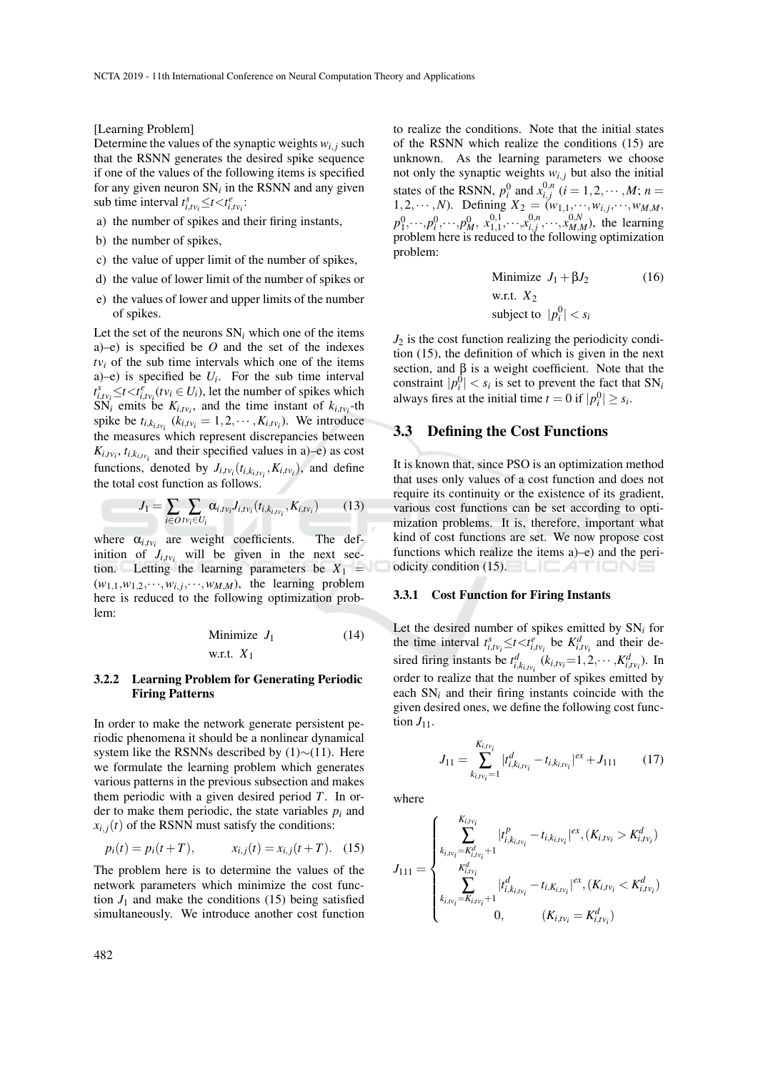[Learning Problem]
Determine the values of the synaptic weights $w_{i,j}$ such that the RSNN generates the desired spike sequence if one of the values of the following items is specified for any given neuron $\mathrm{SN}_i$ in the RSNN and any given sub time interval $t^s_{i,tv_i} \leq t < t^e_{i,tv_i}$:

a) the number of spikes and their firing instants,

b) the number of spikes,

c) the value of upper limit of the number of spikes,

d) the value of lower limit of the number of spikes or

e) the values of lower and upper limits of the number of spikes.

Let the set of the neurons $\mathrm{SN}_i$ which one of the items a)–e) is specified be $O$ and the set of the indexes $tv_i$ of the sub time intervals which one of the items a)–e) is specified be $U_i$. For the sub time interval $t^s_{i,tv_i} \leq t < t^e_{i,tv_i} (tv_i \in U_i)$, let the number of spikes which $\mathrm{SN}_i$ emits be $K_{i,tv_i}$, and the time instant of $k_{i,tv_i}$-th spike be $t_{i,k_{i,tv_i}}$ ($k_{i,tv_i} = 1, 2, \cdots, K_{i,tv_i}$). We introduce the measures which represent discrepancies between $K_{i,tv_i}$, $t_{i,k_{i,tv_i}}$ and their specified values in a)–e) as cost functions, denoted by $J_{i,tv_i}(t_{i,k_{i,tv_i}}, K_{i,tv_i})$, and define the total cost function as follows.

$$J_1 = \sum_{i \in O} \sum_{tv_i \in U_i} \alpha_{i,tv_i} J_{i,tv_i}(t_{i,k_{i,tv_i}}, K_{i,tv_i}) \tag{13}$$

where $\alpha_{i,tv_i}$ are weight coefficients. The definition of $J_{i,tv_i}$ will be given in the next section. Letting the learning parameters be $X_1 = (w_{1,1}, w_{1,2}, \cdots, w_{i,j}, \cdots, w_{M,M})$, the learning problem here is reduced to the following optimization problem:

$$\begin{aligned} &\text{Minimize } \ J_1 \\ &\text{w.r.t. } \ X_1 \end{aligned} \tag{14}$$

### 3.2.2 Learning Problem for Generating Periodic Firing Patterns

In order to make the network generate persistent periodic phenomena it should be a nonlinear dynamical system like the RSNNs described by (1)∼(11). Here we formulate the learning problem which generates various patterns in the previous subsection and makes them periodic with a given desired period $T$. In order to make them periodic, the state variables $p_i$ and $x_{i,j}(t)$ of the RSNN must satisfy the conditions:

$$p_i(t) = p_i(t+T), \qquad x_{i,j}(t) = x_{i,j}(t+T). \tag{15}$$

The problem here is to determine the values of the network parameters which minimize the cost function $J_1$ and make the conditions (15) being satisfied simultaneously. We introduce another cost function to realize the conditions. Note that the initial states of the RSNN which realize the conditions (15) are unknown. As the learning parameters we choose not only the synaptic weights $w_{i,j}$ but also the initial states of the RSNN, $p^0_i$ and $x^{0,n}_{i,j}$ ($i = 1, 2, \cdots, M$; $n = 1, 2, \cdots, N$). Defining $X_2 = (w_{1,1}, \cdots, w_{i,j}, \cdots, w_{M,M}, p^0_1, \cdots, p^0_i, \cdots, p^0_M, x^{0,1}_{1,1}, \cdots, x^{0,n}_{i,j}, \cdots, x^{0,N}_{M,M})$, the learning problem here is reduced to the following optimization problem:

$$\begin{aligned} &\text{Minimize } \ J_1 + \beta J_2 \\ &\text{w.r.t. } \ X_2 \\ &\text{subject to } \ |p^0_i| < s_i \end{aligned} \tag{16}$$

$J_2$ is the cost function realizing the periodicity condition (15), the definition of which is given in the next section, and $\beta$ is a weight coefficient. Note that the constraint $|p^0_i| < s_i$ is set to prevent the fact that $\mathrm{SN}_i$ always fires at the initial time $t = 0$ if $|p^0_i| \geq s_i$.

## 3.3 Defining the Cost Functions

It is known that, since PSO is an optimization method that uses only values of a cost function and does not require its continuity or the existence of its gradient, various cost functions can be set according to optimization problems. It is, therefore, important what kind of cost functions are set. We now propose cost functions which realize the items a)–e) and the periodicity condition (15).

### 3.3.1 Cost Function for Firing Instants

Let the desired number of spikes emitted by $\mathrm{SN}_i$ for the time interval $t^s_{i,tv_i} \leq t < t^e_{i,tv_i}$ be $K^d_{i,tv_i}$ and their desired firing instants be $t^d_{i,k_{i,tv_i}}$ ($k_{i,tv_i} = 1, 2, \cdots, K^d_{i,tv_i}$). In order to realize that the number of spikes emitted by each $\mathrm{SN}_i$ and their firing instants coincide with the given desired ones, we define the following cost function $J_{11}$.

$$J_{11} = \sum_{k_{i,tv_i}=1}^{K_{i,tv_i}} |t^d_{i,k_{i,tv_i}} - t_{i,k_{i,tv_i}}|^{ex} + J_{111} \tag{17}$$

where

$$J_{111} = \begin{cases} \displaystyle\sum_{k_{i,tv_i}=K^d_{i,tv_i}+1}^{K_{i,tv_i}} |t^p_{i,k_{i,tv_i}} - t_{i,k_{i,tv_i}}|^{ex}, (K_{i,tv_i} > K^d_{i,tv_i}) \\ \displaystyle\sum_{k_{i,tv_i}=K_{i,tv_i}+1}^{K^d_{i,tv_i}} |t^d_{i,k_{i,tv_i}} - t_{i,K_{i,tv_i}}|^{ex}, (K_{i,tv_i} < K^d_{i,tv_i}) \\ 0, \qquad (K_{i,tv_i} = K^d_{i,tv_i}) \end{cases}$$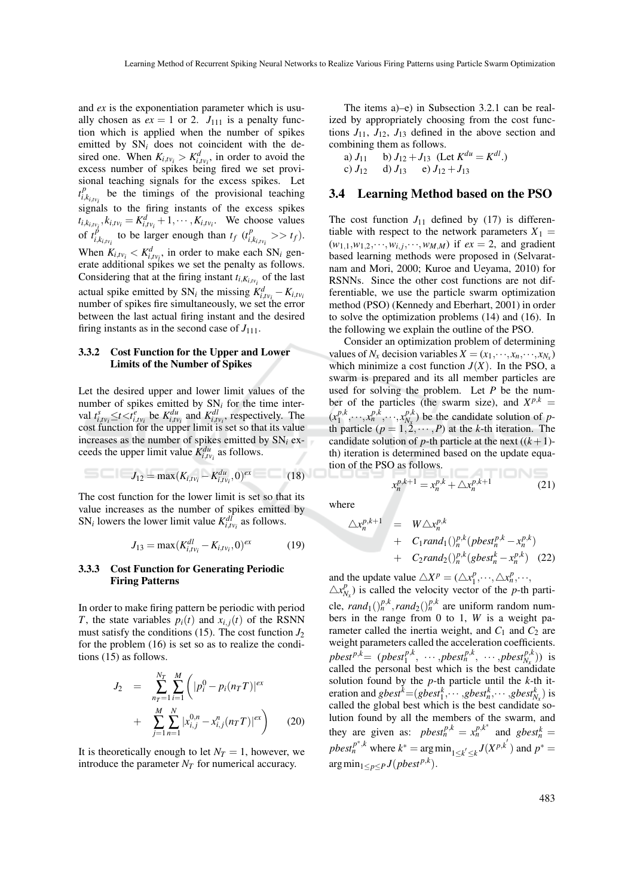and *ex* is the exponentiation parameter which is usually chosen as $ex = 1$ or 2. $J_{111}$ is a penalty function which is applied when the number of spikes emitted by $\mathrm{SN}_i$ does not coincident with the desired one. When $K_{i,tv_i} > K^d_{i,tv_i}$, in order to avoid the excess number of spikes being fired we set provisional teaching signals for the excess spikes. Let $t^p_{i,k_{i,tv_i}}$ be the timings of the provisional teaching signals to the firing instants of the excess spikes $t_{i,k_{i,tv_i}}, k_{i,tv_i} = K^d_{i,tv_i}+1, \cdots, K_{i,tv_i}$. We choose values of $t^p_{i,k_{i,tv_i}}$ to be larger enough than $t_f$ ($t^p_{i,k_{i,tv_i}} >> t_f$). When $K_{i,tv_i} < K^d_{i,tv_i}$, in order to make each $\mathrm{SN}_i$ generate additional spikes we set the penalty as follows. Considering that at the firing instant $t_{i,K_{i,tv_i}}$ of the last actual spike emitted by $\mathrm{SN}_i$ the missing $K^d_{i,tv_i} - K_{i,tv_i}$ number of spikes fire simultaneously, we set the error between the last actual firing instant and the desired firing instants as in the second case of $J_{111}$.

### 3.3.2 Cost Function for the Upper and Lower Limits of the Number of Spikes

Let the desired upper and lower limit values of the number of spikes emitted by $\mathrm{SN}_i$ for the time interval $t^s_{i,tv_i} \le t < t^e_{i,tv_i}$ be $K^{du}_{i,tv_i}$ and $K^{dl}_{i,tv_i}$, respectively. The cost function for the upper limit is set so that its value increases as the number of spikes emitted by $\mathrm{SN}_i$ exceeds the upper limit value $K^{du}_{i,tv_i}$ as follows.

$$J_{12} = \max(K_{i,tv_i} - K^{du}_{i,tv_i}, 0)^{ex} \tag{18}$$

The cost function for the lower limit is set so that its value increases as the number of spikes emitted by $\mathrm{SN}_i$ lowers the lower limit value $K^{dl}_{i,tv_i}$ as follows.

$$J_{13} = \max(K^{dl}_{i,tv_i} - K_{i,tv_i}, 0)^{ex} \tag{19}$$

### 3.3.3 Cost Function for Generating Periodic Firing Patterns

In order to make firing pattern be periodic with period $T$, the state variables $p_i(t)$ and $x_{i,j}(t)$ of the RSNN must satisfy the conditions (15). The cost function $J_2$ for the problem (16) is set so as to realize the conditions (15) as follows.

$$\begin{aligned} J_2 &= \sum_{n_T=1}^{N_T} \sum_{i=1}^{M} \Bigg( |p_i^0 - p_i(n_T T)|^{ex} \\ &+ \sum_{j=1}^{M} \sum_{n=1}^{N} |x^{0,n}_{i,j} - x^n_{i,j}(n_T T)|^{ex} \Bigg) \end{aligned} \tag{20}$$

It is theoretically enough to let $N_T = 1$, however, we introduce the parameter $N_T$ for numerical accuracy.

The items a)–e) in Subsection 3.2.1 can be realized by appropriately choosing from the cost functions $J_{11}$, $J_{12}$, $J_{13}$ defined in the above section and combining them as follows.

a) $J_{11}$  b) $J_{12}+J_{13}$ (Let $K^{du} = K^{dl}$.)
c) $J_{12}$  d) $J_{13}$  e) $J_{12}+J_{13}$

## 3.4 Learning Method based on the PSO

The cost function $J_{11}$ defined by (17) is differentiable with respect to the network parameters $X_1 = (w_{1,1}, w_{1,2}, \cdots, w_{i,j}, \cdots, w_{M,M})$ if $ex = 2$, and gradient based learning methods were proposed in (Selvaratnam and Mori, 2000; Kuroe and Ueyama, 2010) for RSNNs. Since the other cost functions are not differentiable, we use the particle swarm optimization method (PSO) (Kennedy and Eberhart, 2001) in order to solve the optimization problems (14) and (16). In the following we explain the outline of the PSO.

Consider an optimization problem of determining values of $N_x$ decision variables $X = (x_1, \cdots, x_n, \cdots, x_{N_x})$ which minimize a cost function $J(X)$. In the PSO, a swarm is prepared and its all member particles are used for solving the problem. Let $P$ be the number of the particles (the swarm size), and $X^{p,k} = (x_1^{p,k}, \cdots, x_n^{p,k}, \cdots, x_{N_x}^{p,k})$ be the candidate solution of $p$-th particle ($p = 1, 2, \cdots, P$) at the $k$-th iteration. The candidate solution of $p$-th particle at the next ($(k+1)$-th) iteration is determined based on the update equation of the PSO as follows.

$$x_n^{p,k+1} = x_n^{p,k} + \triangle x_n^{p,k+1} \tag{21}$$

where

$$\begin{aligned} \triangle x_n^{p,k+1} &= W \triangle x_n^{p,k} \\ &+ C_1 rand_1()_n^{p,k} (pbest_n^{p,k} - x_n^{p,k}) \\ &+ C_2 rand_2()_n^{p,k} (gbest_n^k - x_n^{p,k}) \end{aligned} \tag{22}$$

and the update value $\triangle X^p = (\triangle x_1^p, \cdots, \triangle x_n^p, \cdots, \triangle x_{N_x}^p)$ is called the velocity vector of the $p$-th particle, $rand_1()_n^{p,k}, rand_2()_n^{p,k}$ are uniform random numbers in the range from 0 to 1, $W$ is a weight parameter called the inertia weight, and $C_1$ and $C_2$ are weight parameters called the acceleration coefficients. $pbest^{p,k} = (pbest_1^{p,k}, \cdots, pbest_n^{p,k}, \cdots, pbest_{N_x}^{p,k})$ is called the personal best which is the best candidate solution found by the $p$-th particle until the $k$-th iteration and $gbest^k = (gbest_1^k, \cdots, gbest_n^k, \cdots, gbest_{N_x}^k)$ is called the global best which is the best candidate solution found by all the members of the swarm, and they are given as: $pbest_n^{p,k} = x_n^{p,k^*}$ and $gbest_n^k = pbest_n^{p^*,k}$ where $k^* = \arg\min_{1 \le k' \le k} J(X^{p,k'})$ and $p^* = \arg\min_{1 \le p \le P} J(pbest^{p,k})$.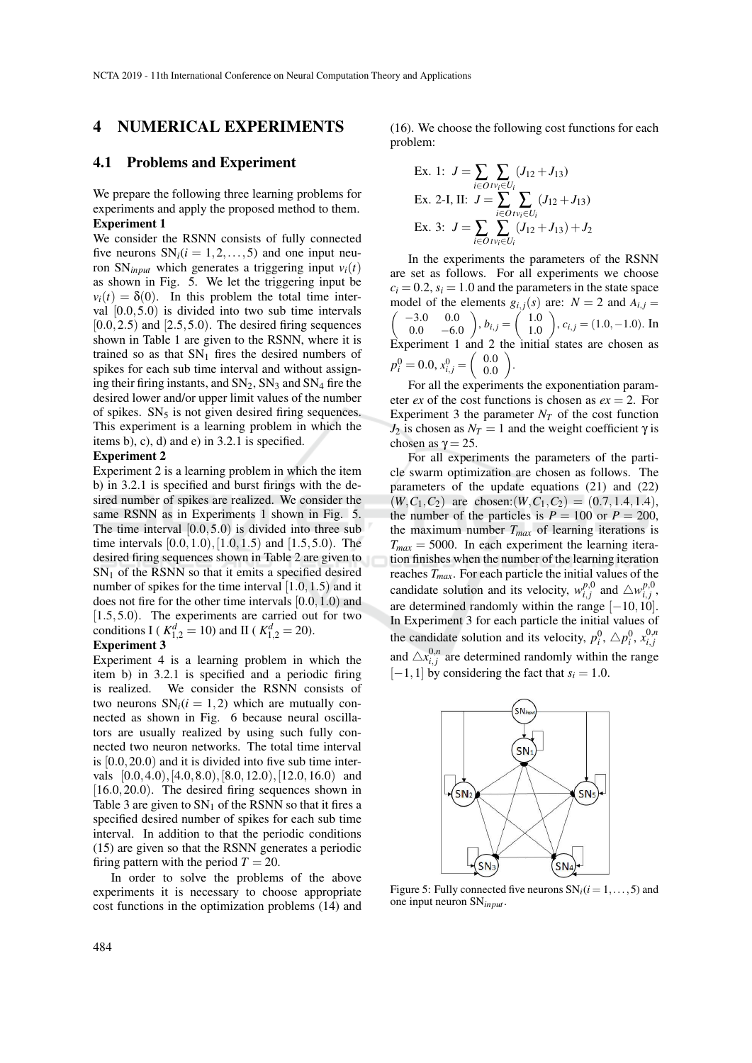# 4 NUMERICAL EXPERIMENTS

## 4.1 Problems and Experiment

We prepare the following three learning problems for experiments and apply the proposed method to them.

**Experiment 1**

We consider the RSNN consists of fully connected five neurons $\text{SN}_i (i = 1, 2, \ldots, 5)$ and one input neuron $\text{SN}_{input}$ which generates a triggering input $v_i(t)$ as shown in Fig. 5. We let the triggering input be $v_i(t) = \delta(0)$. In this problem the total time interval $[0.0, 5.0)$ is divided into two sub time intervals $[0.0, 2.5)$ and $[2.5, 5.0)$. The desired firing sequences shown in Table 1 are given to the RSNN, where it is trained so as that $\text{SN}_1$ fires the desired numbers of spikes for each sub time interval and without assigning their firing instants, and $\text{SN}_2$, $\text{SN}_3$ and $\text{SN}_4$ fire the desired lower and/or upper limit values of the number of spikes. $\text{SN}_5$ is not given desired firing sequences. This experiment is a learning problem in which the items b), c), d) and e) in 3.2.1 is specified.

**Experiment 2**

Experiment 2 is a learning problem in which the item b) in 3.2.1 is specified and burst firings with the desired number of spikes are realized. We consider the same RSNN as in Experiments 1 shown in Fig. 5. The time interval $[0.0, 5.0)$ is divided into three sub time intervals $[0.0, 1.0), [1.0, 1.5)$ and $[1.5, 5.0)$. The desired firing sequences shown in Table 2 are given to $\text{SN}_1$ of the RSNN so that it emits a specified desired number of spikes for the time interval $[1.0, 1.5)$ and it does not fire for the other time intervals $[0.0, 1.0)$ and $[1.5, 5.0)$. The experiments are carried out for two conditions I ( $K^d_{1,2} = 10$) and II ( $K^d_{1,2} = 20$).

**Experiment 3**

Experiment 4 is a learning problem in which the item b) in 3.2.1 is specified and a periodic firing is realized. We consider the RSNN consists of two neurons $\text{SN}_i (i = 1, 2)$ which are mutually connected as shown in Fig. 6 because neural oscillators are usually realized by using such fully connected two neuron networks. The total time interval is $[0.0, 20.0)$ and it is divided into five sub time intervals $[0.0, 4.0), [4.0, 8.0), [8.0, 12.0), [12.0, 16.0)$ and $[16.0, 20.0)$. The desired firing sequences shown in Table 3 are given to $\text{SN}_1$ of the RSNN so that it fires a specified desired number of spikes for each sub time interval. In addition to that the periodic conditions (15) are given so that the RSNN generates a periodic firing pattern with the period $T = 20$.

In order to solve the problems of the above experiments it is necessary to choose appropriate cost functions in the optimization problems (14) and (16). We choose the following cost functions for each problem:

$$\text{Ex. 1: } J = \sum_{i \in O} \sum_{tv_i \in U_i} (J_{12} + J_{13})$$

$$\text{Ex. 2-I, II: } J = \sum_{i \in O} \sum_{tv_i \in U_i} (J_{12} + J_{13})$$

$$\text{Ex. 3: } J = \sum_{i \in O} \sum_{tv_i \in U_i} (J_{12} + J_{13}) + J_2$$

In the experiments the parameters of the RSNN are set as follows. For all experiments we choose $c_i = 0.2$, $s_i = 1.0$ and the parameters in the state space model of the elements $g_{i,j}(s)$ are: $N = 2$ and $A_{i,j} = \begin{pmatrix} -3.0 & 0.0 \\ 0.0 & -6.0 \end{pmatrix}$, $b_{i,j} = \begin{pmatrix} 1.0 \\ 1.0 \end{pmatrix}$, $c_{i,j} = (1.0, -1.0)$. In Experiment 1 and 2 the initial states are chosen as $p^0_i = 0.0$, $x^0_{i,j} = \begin{pmatrix} 0.0 \\ 0.0 \end{pmatrix}$.

For all the experiments the exponentiation parameter $ex$ of the cost functions is chosen as $ex = 2$. For Experiment 3 the parameter $N_T$ of the cost function $J_2$ is chosen as $N_T = 1$ and the weight coefficient $\gamma$ is chosen as $\gamma = 25$.

For all experiments the parameters of the particle swarm optimization are chosen as follows. The parameters of the update equations (21) and (22) $(W, C_1, C_2)$ are chosen:$(W, C_1, C_2) = (0.7, 1.4, 1.4)$, the number of the particles is $P = 100$ or $P = 200$, the maximum number $T_{max}$ of learning iterations is $T_{max} = 5000$. In each experiment the learning iteration finishes when the number of the learning iteration reaches $T_{max}$. For each particle the initial values of the candidate solution and its velocity, $w^{p,0}_{i,j}$ and $\triangle w^{p,0}_{i,j}$, are determined randomly within the range $[-10, 10]$. In Experiment 3 for each particle the initial values of the candidate solution and its velocity, $p^0_i$, $\triangle p^0_i$, $x^{0,n}_{i,j}$ and $\triangle x^{0,n}_{i,j}$ are determined randomly within the range $[-1, 1]$ by considering the fact that $s_i = 1.0$.

Figure 5: Fully connected five neurons $\text{SN}_i (i = 1, \ldots, 5)$ and one input neuron $\text{SN}_{input}$.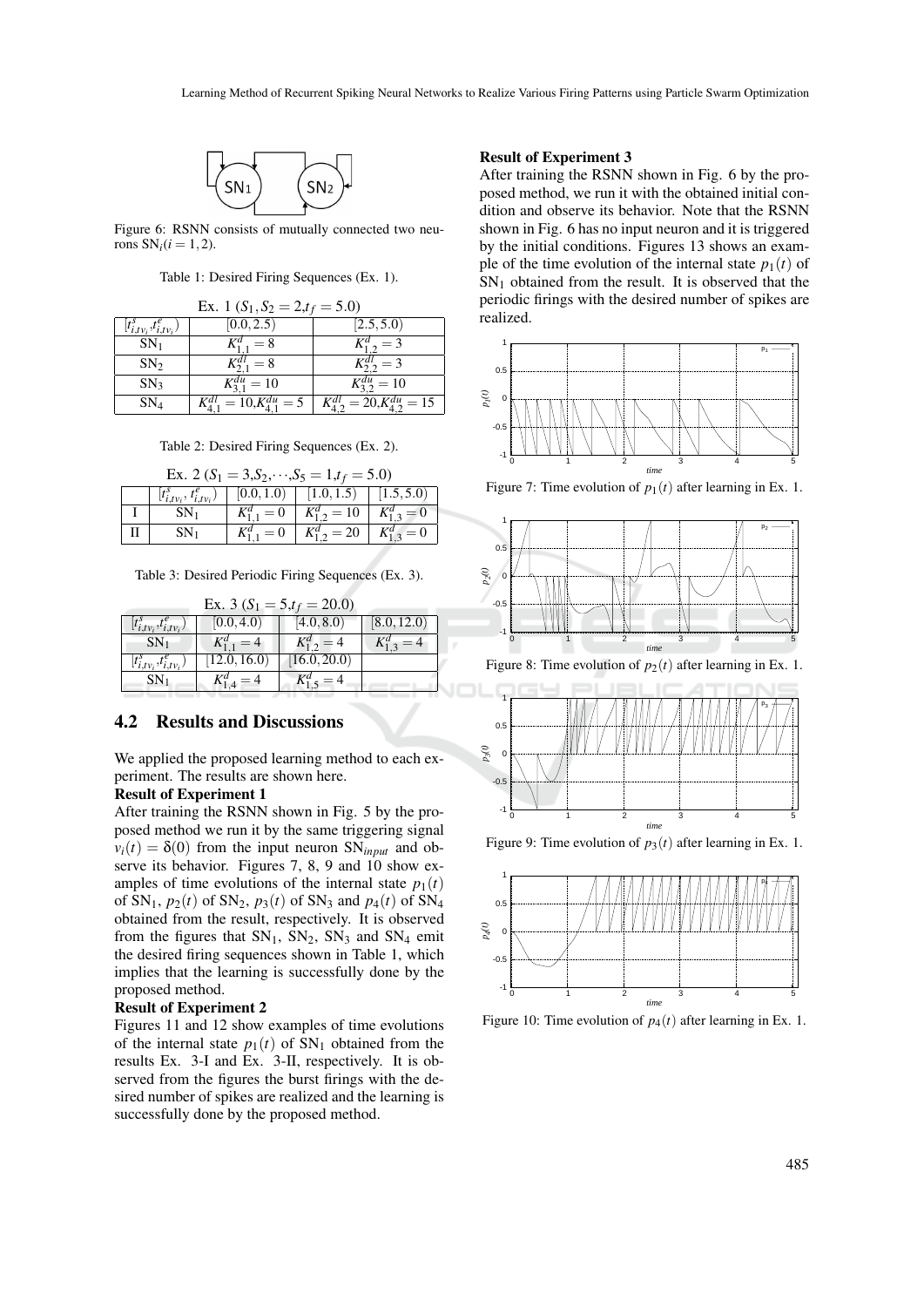Figure 6: RSNN consists of mutually connected two neurons $SN_i (i = 1,2)$.

Table 1: Desired Firing Sequences (Ex. 1).

| Ex. 1 ($S_1, S_2 = 2, t_f = 5.0$) | | |
|---|---|---|
| $[t^s_{i,tv_i}, t^e_{i,tv_i})$ | $[0.0, 2.5)$ | $[2.5, 5.0)$ |
| $SN_1$ | $K^d_{1,1} = 8$ | $K^d_{1,2} = 3$ |
| $SN_2$ | $K^{dl}_{2,1} = 8$ | $K^{dl}_{2,2} = 3$ |
| $SN_3$ | $K^{du}_{3,1} = 10$ | $K^{du}_{3,2} = 10$ |
| $SN_4$ | $K^{dl}_{4,1} = 10, K^{du}_{4,1} = 5$ | $K^{dl}_{4,2} = 20, K^{du}_{4,2} = 15$ |

Table 2: Desired Firing Sequences (Ex. 2).

| Ex. 2 ($S_1 = 3, S_2, \cdots, S_5 = 1, t_f = 5.0$) | | | | |
|---|---|---|---|---|
| | $[t^s_{i,tv_i}, t^e_{i,tv_i})$ | $[0.0, 1.0)$ | $[1.0, 1.5)$ | $[1.5, 5.0)$ |
| I | $SN_1$ | $K^d_{1,1} = 0$ | $K^d_{1,2} = 10$ | $K^d_{1,3} = 0$ |
| II | $SN_1$ | $K^d_{1,1} = 0$ | $K^d_{1,2} = 20$ | $K^d_{1,3} = 0$ |

Table 3: Desired Periodic Firing Sequences (Ex. 3).

| Ex. 3 ($S_1 = 5, t_f = 20.0$) | | | |
|---|---|---|---|
| $[t^s_{i,tv_i}, t^e_{i,tv_i})$ | $[0.0, 4.0)$ | $[4.0, 8.0)$ | $[8.0, 12.0)$ |
| $SN_1$ | $K^d_{1,1} = 4$ | $K^d_{1,2} = 4$ | $K^d_{1,3} = 4$ |
| $[t^s_{i,tv_i}, t^e_{i,tv_i})$ | $[12.0, 16.0)$ | $[16.0, 20.0)$ | |
| $SN_1$ | $K^d_{1,4} = 4$ | $K^d_{1,5} = 4$ | |

## 4.2 Results and Discussions

We applied the proposed learning method to each experiment. The results are shown here.

**Result of Experiment 1**

After training the RSNN shown in Fig. 5 by the proposed method we run it by the same triggering signal $v_i(t) = \delta(0)$ from the input neuron $SN_{input}$ and observe its behavior. Figures 7, 8, 9 and 10 show examples of time evolutions of the internal state $p_1(t)$ of $SN_1$, $p_2(t)$ of $SN_2$, $p_3(t)$ of $SN_3$ and $p_4(t)$ of $SN_4$ obtained from the result, respectively. It is observed from the figures that $SN_1$, $SN_2$, $SN_3$ and $SN_4$ emit the desired firing sequences shown in Table 1, which implies that the learning is successfully done by the proposed method.

**Result of Experiment 2**

Figures 11 and 12 show examples of time evolutions of the internal state $p_1(t)$ of $SN_1$ obtained from the results Ex. 3-I and Ex. 3-II, respectively. It is observed from the figures the burst firings with the desired number of spikes are realized and the learning is successfully done by the proposed method.

**Result of Experiment 3**

After training the RSNN shown in Fig. 6 by the proposed method, we run it with the obtained initial condition and observe its behavior. Note that the RSNN shown in Fig. 6 has no input neuron and it is triggered by the initial conditions. Figures 13 shows an example of the time evolution of the internal state $p_1(t)$ of $SN_1$ obtained from the result. It is observed that the periodic firings with the desired number of spikes are realized.

Figure 7: Time evolution of $p_1(t)$ after learning in Ex. 1.

Figure 8: Time evolution of $p_2(t)$ after learning in Ex. 1.

Figure 9: Time evolution of $p_3(t)$ after learning in Ex. 1.

Figure 10: Time evolution of $p_4(t)$ after learning in Ex. 1.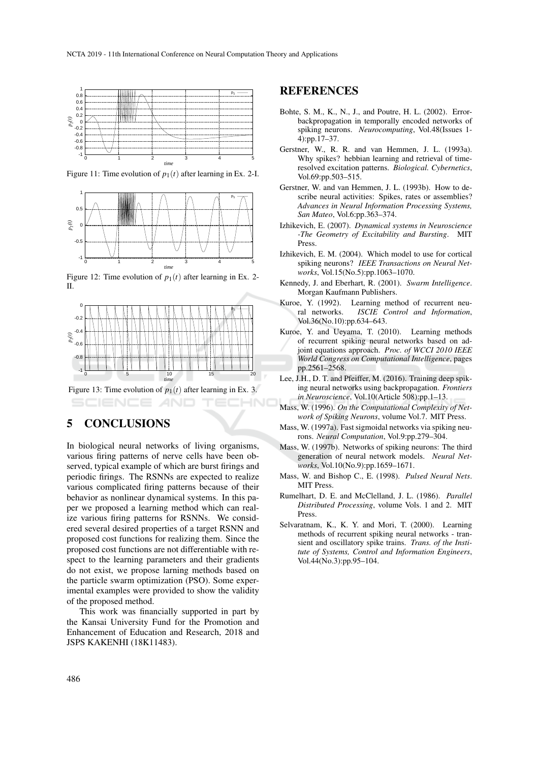1
0.8
0.6
0.4
0.2
0
-0.2
-0.4
-0.6
-0.8
-1
0 1 2 3 4 5
time
$p_1(t)$
$p_1$

Figure 11: Time evolution of $p_1(t)$ after learning in Ex. 2-I.

1
0.5
0
-0.5
-1
0 1 2 3 4 5
time
$p_1(t)$
$p_1$

Figure 12: Time evolution of $p_1(t)$ after learning in Ex. 2-II.

0
-0.2
-0.4
-0.6
-0.8
-1
0 5 10 15 20
time
$p_1(t)$
$p_1$

Figure 13: Time evolution of $p_1(t)$ after learning in Ex. 3.

## 5 CONCLUSIONS

In biological neural networks of living organisms, various firing patterns of nerve cells have been observed, typical example of which are burst firings and periodic firings. The RSNNs are expected to realize various complicated firing patterns because of their behavior as nonlinear dynamical systems. In this paper we proposed a learning method which can realize various firing patterns for RSNNs. We considered several desired properties of a target RSNN and proposed cost functions for realizing them. Since the proposed cost functions are not differentiable with respect to the learning parameters and their gradients do not exist, we propose larning methods based on the particle swarm optimization (PSO). Some experimental examples were provided to show the validity of the proposed method.

This work was financially supported in part by the Kansai University Fund for the Promotion and Enhancement of Education and Research, 2018 and JSPS KAKENHI (18K11483).

## REFERENCES

Bohte, S. M., K., N., J., and Poutre, H. L. (2002). Error-backpropagation in temporally encoded networks of spiking neurons. *Neurocomputing*, Vol.48(Issues 1-4):pp.17–37.

Gerstner, W., R. R. and van Hemmen, J. L. (1993a). Why spikes? hebbian learning and retrieval of time-resolved excitation patterns. *Biological. Cybernetics*, Vol.69:pp.503–515.

Gerstner, W. and van Hemmen, J. L. (1993b). How to describe neural activities: Spikes, rates or assemblies? *Advances in Neural Information Processing Systems, San Mateo*, Vol.6:pp.363–374.

Izhikevich, E. (2007). *Dynamical systems in Neuroscience -The Geometry of Excitability and Bursting*. MIT Press.

Izhikevich, E. M. (2004). Which model to use for cortical spiking neurons? *IEEE Transactions on Neural Networks*, Vol.15(No.5):pp.1063–1070.

Kennedy, J. and Eberhart, R. (2001). *Swarm Intelligence*. Morgan Kaufmann Publishers.

Kuroe, Y. (1992). Learning method of recurrent neural networks. *ISCIE Control and Information*, Vol.36(No.10):pp.634–643.

Kuroe, Y. and Ueyama, T. (2010). Learning methods of recurrent spiking neural networks based on adjoint equations approach. *Proc. of WCCI 2010 IEEE World Congress on Computational Intelligence*, pages pp.2561–2568.

Lee, J.H., D. T. and Pfeiffer, M. (2016). Training deep spiking neural networks using backpropagation. *Frontiers in Neuroscience*, Vol.10(Article 508):pp.1–13.

Mass, W. (1996). *On the Computational Complexity of Network of Spiking Neurons*, volume Vol.7. MIT Press.

Mass, W. (1997a). Fast sigmoidal networks via spiking neurons. *Neural Computation*, Vol.9:pp.279–304.

Mass, W. (1997b). Networks of spiking neurons: The third generation of neural network models. *Neural Networks*, Vol.10(No.9):pp.1659–1671.

Mass, W. and Bishop C., E. (1998). *Pulsed Neural Nets*. MIT Press.

Rumelhart, D. E. and McClelland, J. L. (1986). *Parallel Distributed Processing*, volume Vols. 1 and 2. MIT Press.

Selvaratnam, K., K. Y. and Mori, T. (2000). Learning methods of recurrent spiking neural networks - transient and oscillatory spike trains. *Trans. of the Institute of Systems, Control and Information Engineers*, Vol.44(No.3):pp.95–104.